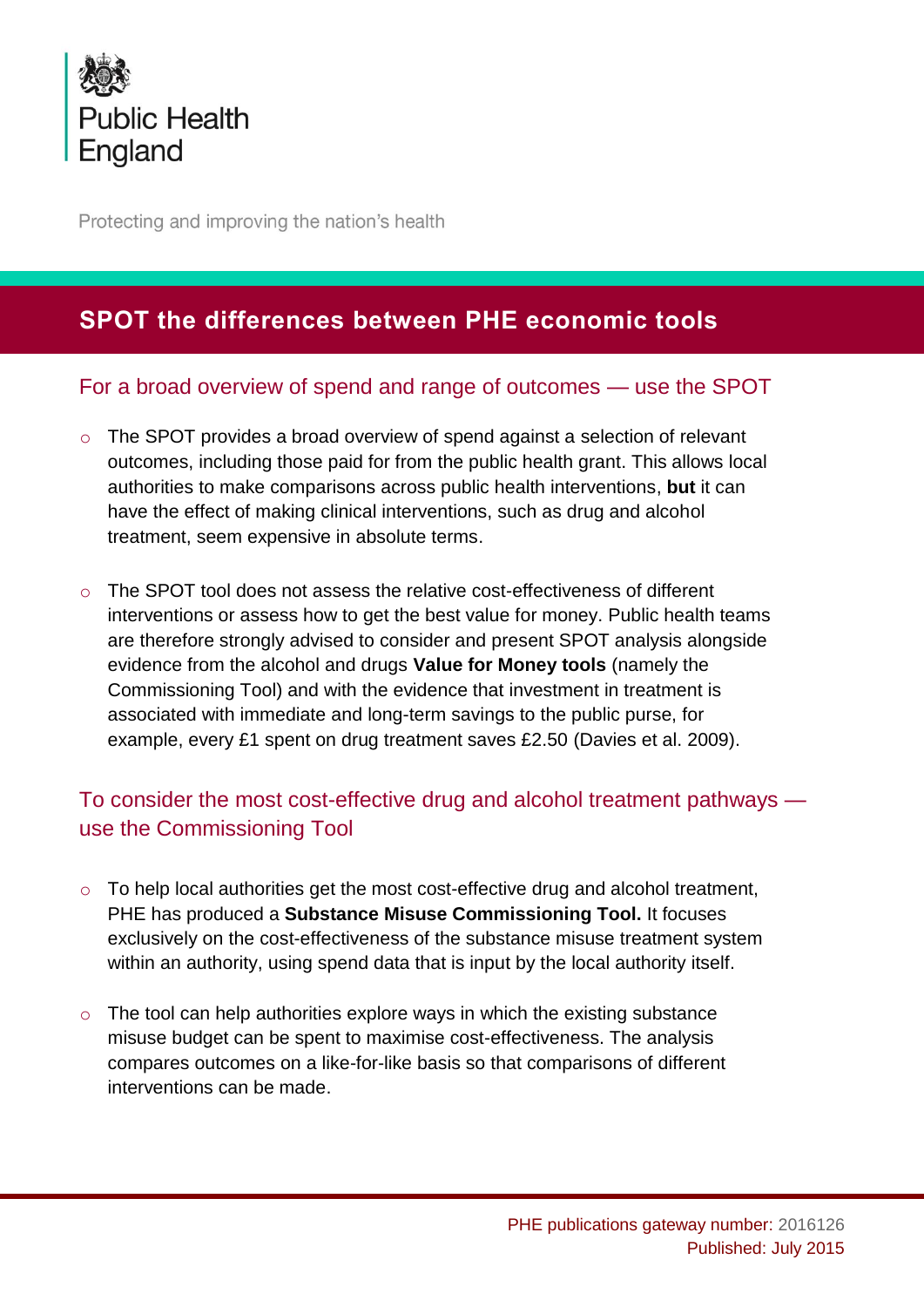Public Health England

Protecting and improving the nation's health

# SPOT the differences between PHE economic tools

## For a broad overview of spend and range of outcomes — use the SPOT

- The SPOT provides a broad overview of spend against a selection of relevant outcomes, including those paid for from the public health grant. This allows local authorities to make comparisons across public health interventions, **but** it can have the effect of making clinical interventions, such as drug and alcohol treatment, seem expensive in absolute terms.

- The SPOT tool does not assess the relative cost-effectiveness of different interventions or assess how to get the best value for money. Public health teams are therefore strongly advised to consider and present SPOT analysis alongside evidence from the alcohol and drugs **Value for Money tools** (namely the Commissioning Tool) and with the evidence that investment in treatment is associated with immediate and long-term savings to the public purse, for example, every £1 spent on drug treatment saves £2.50 (Davies et al. 2009).

## To consider the most cost-effective drug and alcohol treatment pathways — use the Commissioning Tool

- To help local authorities get the most cost-effective drug and alcohol treatment, PHE has produced a **Substance Misuse Commissioning Tool.** It focuses exclusively on the cost-effectiveness of the substance misuse treatment system within an authority, using spend data that is input by the local authority itself.

- The tool can help authorities explore ways in which the existing substance misuse budget can be spent to maximise cost-effectiveness. The analysis compares outcomes on a like-for-like basis so that comparisons of different interventions can be made.

PHE publications gateway number: 2016126
Published: July 2015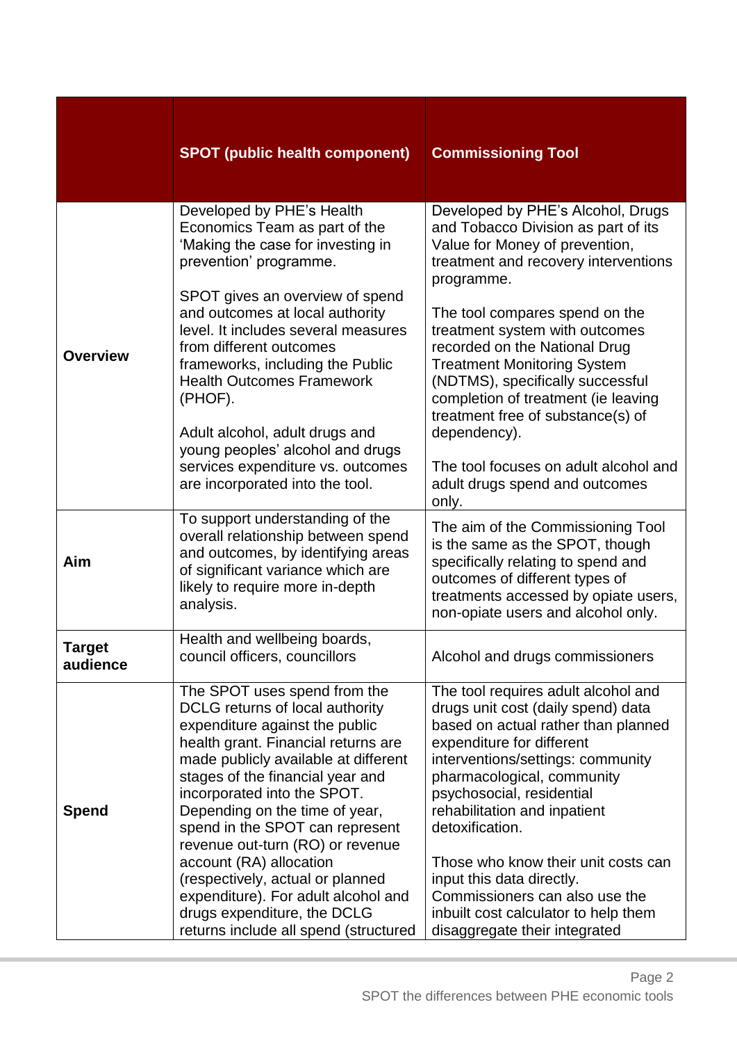| | SPOT (public health component) | Commissioning Tool |
|---|---|---|
| **Overview** | Developed by PHE's Health Economics Team as part of the 'Making the case for investing in prevention' programme.<br><br>SPOT gives an overview of spend and outcomes at local authority level. It includes several measures from different outcomes frameworks, including the Public Health Outcomes Framework (PHOF).<br><br>Adult alcohol, adult drugs and young peoples' alcohol and drugs services expenditure vs. outcomes are incorporated into the tool. | Developed by PHE's Alcohol, Drugs and Tobacco Division as part of its Value for Money of prevention, treatment and recovery interventions programme.<br><br>The tool compares spend on the treatment system with outcomes recorded on the National Drug Treatment Monitoring System (NDTMS), specifically successful completion of treatment (ie leaving treatment free of substance(s) of dependency).<br><br>The tool focuses on adult alcohol and adult drugs spend and outcomes only. |
| **Aim** | To support understanding of the overall relationship between spend and outcomes, by identifying areas of significant variance which are likely to require more in-depth analysis. | The aim of the Commissioning Tool is the same as the SPOT, though specifically relating to spend and outcomes of different types of treatments accessed by opiate users, non-opiate users and alcohol only. |
| **Target audience** | Health and wellbeing boards, council officers, councillors | Alcohol and drugs commissioners |
| **Spend** | The SPOT uses spend from the DCLG returns of local authority expenditure against the public health grant. Financial returns are made publicly available at different stages of the financial year and incorporated into the SPOT. Depending on the time of year, spend in the SPOT can represent revenue out-turn (RO) or revenue account (RA) allocation (respectively, actual or planned expenditure). For adult alcohol and drugs expenditure, the DCLG returns include all spend (structured | The tool requires adult alcohol and drugs unit cost (daily spend) data based on actual rather than planned expenditure for different interventions/settings: community pharmacological, community psychosocial, residential rehabilitation and inpatient detoxification.<br><br>Those who know their unit costs can input this data directly. Commissioners can also use the inbuilt cost calculator to help them disaggregate their integrated |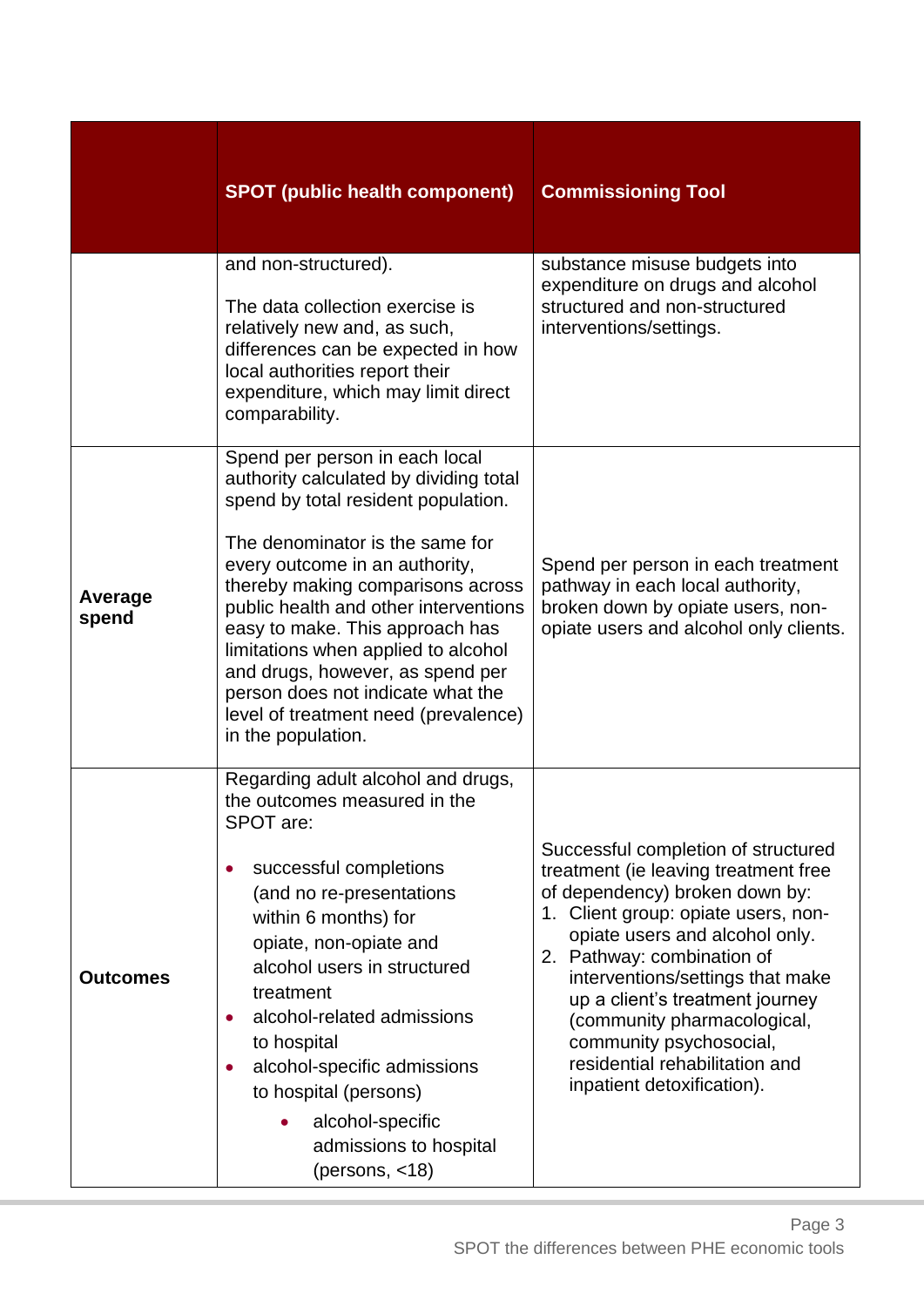| | SPOT (public health component) | Commissioning Tool |
|---|---|---|
| | and non-structured).<br><br>The data collection exercise is relatively new and, as such, differences can be expected in how local authorities report their expenditure, which may limit direct comparability. | substance misuse budgets into expenditure on drugs and alcohol structured and non-structured interventions/settings. |
| **Average spend** | Spend per person in each local authority calculated by dividing total spend by total resident population.<br><br>The denominator is the same for every outcome in an authority, thereby making comparisons across public health and other interventions easy to make. This approach has limitations when applied to alcohol and drugs, however, as spend per person does not indicate what the level of treatment need (prevalence) in the population. | Spend per person in each treatment pathway in each local authority, broken down by opiate users, non-opiate users and alcohol only clients. |
| **Outcomes** | Regarding adult alcohol and drugs, the outcomes measured in the SPOT are:<br><br>• successful completions (and no re-presentations within 6 months) for opiate, non-opiate and alcohol users in structured treatment<br>• alcohol-related admissions to hospital<br>• alcohol-specific admissions to hospital (persons)<br>&nbsp;&nbsp;&nbsp;&nbsp;◦ alcohol-specific admissions to hospital (persons, <18) | Successful completion of structured treatment (ie leaving treatment free of dependency) broken down by:<br>1. Client group: opiate users, non-opiate users and alcohol only.<br>2. Pathway: combination of interventions/settings that make up a client's treatment journey (community pharmacological, community psychosocial, residential rehabilitation and inpatient detoxification). |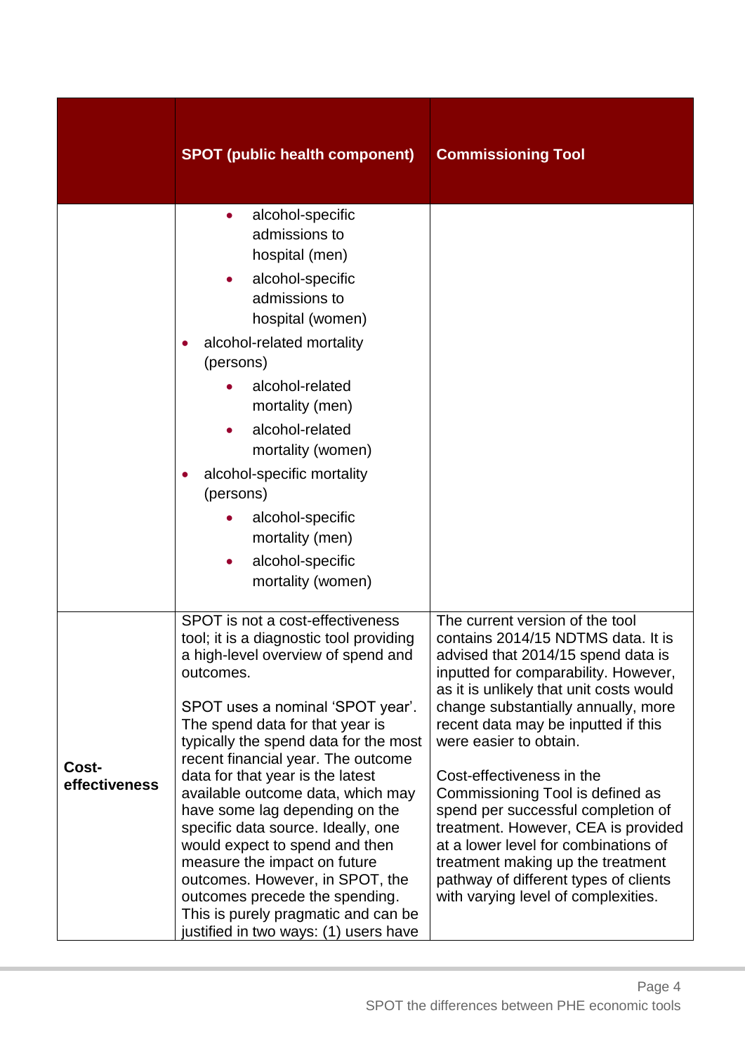| | SPOT (public health component) | Commissioning Tool |
|---|---|---|
| | <ul><li>alcohol-specific admissions to hospital (men)</li><li>alcohol-specific admissions to hospital (women)</li></ul>• alcohol-related mortality (persons)<ul><li>alcohol-related mortality (men)</li><li>alcohol-related mortality (women)</li></ul>• alcohol-specific mortality (persons)<ul><li>alcohol-specific mortality (men)</li><li>alcohol-specific mortality (women)</li></ul> | |
| **Cost-effectiveness** | SPOT is not a cost-effectiveness tool; it is a diagnostic tool providing a high-level overview of spend and outcomes.<br><br>SPOT uses a nominal 'SPOT year'. The spend data for that year is typically the spend data for the most recent financial year. The outcome data for that year is the latest available outcome data, which may have some lag depending on the specific data source. Ideally, one would expect to spend and then measure the impact on future outcomes. However, in SPOT, the outcomes precede the spending. This is purely pragmatic and can be justified in two ways: (1) users have | The current version of the tool contains 2014/15 NDTMS data. It is advised that 2014/15 spend data is inputted for comparability. However, as it is unlikely that unit costs would change substantially annually, more recent data may be inputted if this were easier to obtain.<br><br>Cost-effectiveness in the Commissioning Tool is defined as spend per successful completion of treatment. However, CEA is provided at a lower level for combinations of treatment making up the treatment pathway of different types of clients with varying level of complexities. |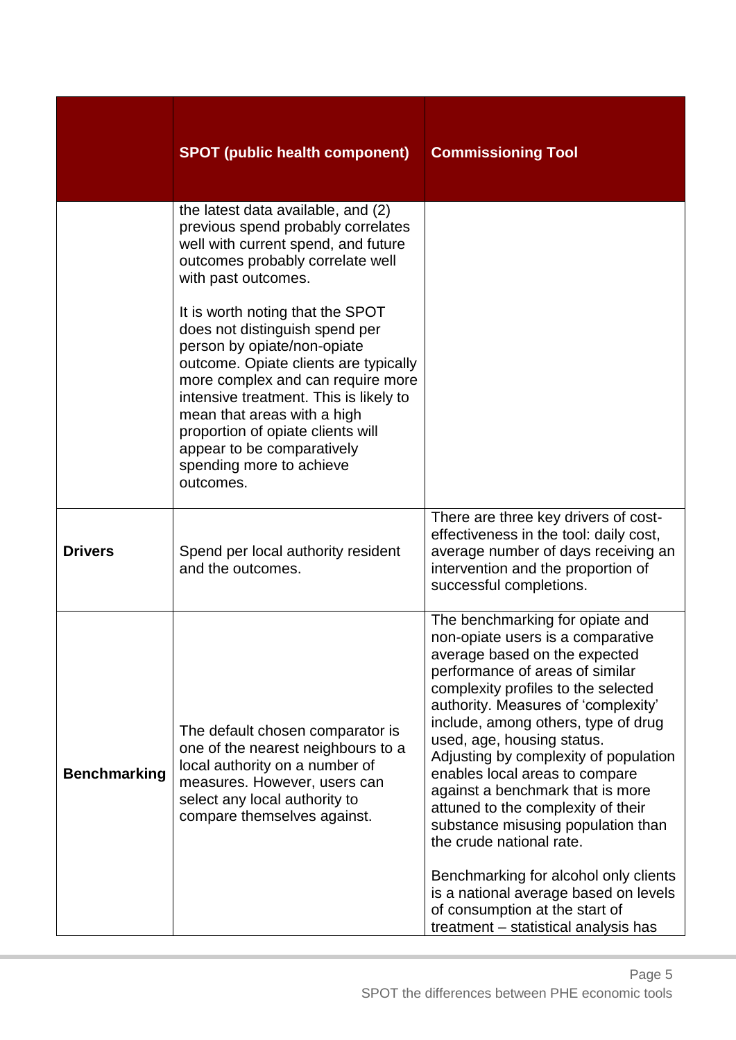| | SPOT (public health component) | Commissioning Tool |
|---|---|---|
| | the latest data available, and (2) previous spend probably correlates well with current spend, and future outcomes probably correlate well with past outcomes.<br><br>It is worth noting that the SPOT does not distinguish spend per person by opiate/non-opiate outcome. Opiate clients are typically more complex and can require more intensive treatment. This is likely to mean that areas with a high proportion of opiate clients will appear to be comparatively spending more to achieve outcomes. | |
| **Drivers** | Spend per local authority resident and the outcomes. | There are three key drivers of cost-effectiveness in the tool: daily cost, average number of days receiving an intervention and the proportion of successful completions. |
| **Benchmarking** | The default chosen comparator is one of the nearest neighbours to a local authority on a number of measures. However, users can select any local authority to compare themselves against. | The benchmarking for opiate and non-opiate users is a comparative average based on the expected performance of areas of similar complexity profiles to the selected authority. Measures of 'complexity' include, among others, type of drug used, age, housing status. Adjusting by complexity of population enables local areas to compare against a benchmark that is more attuned to the complexity of their substance misusing population than the crude national rate.<br><br>Benchmarking for alcohol only clients is a national average based on levels of consumption at the start of treatment – statistical analysis has |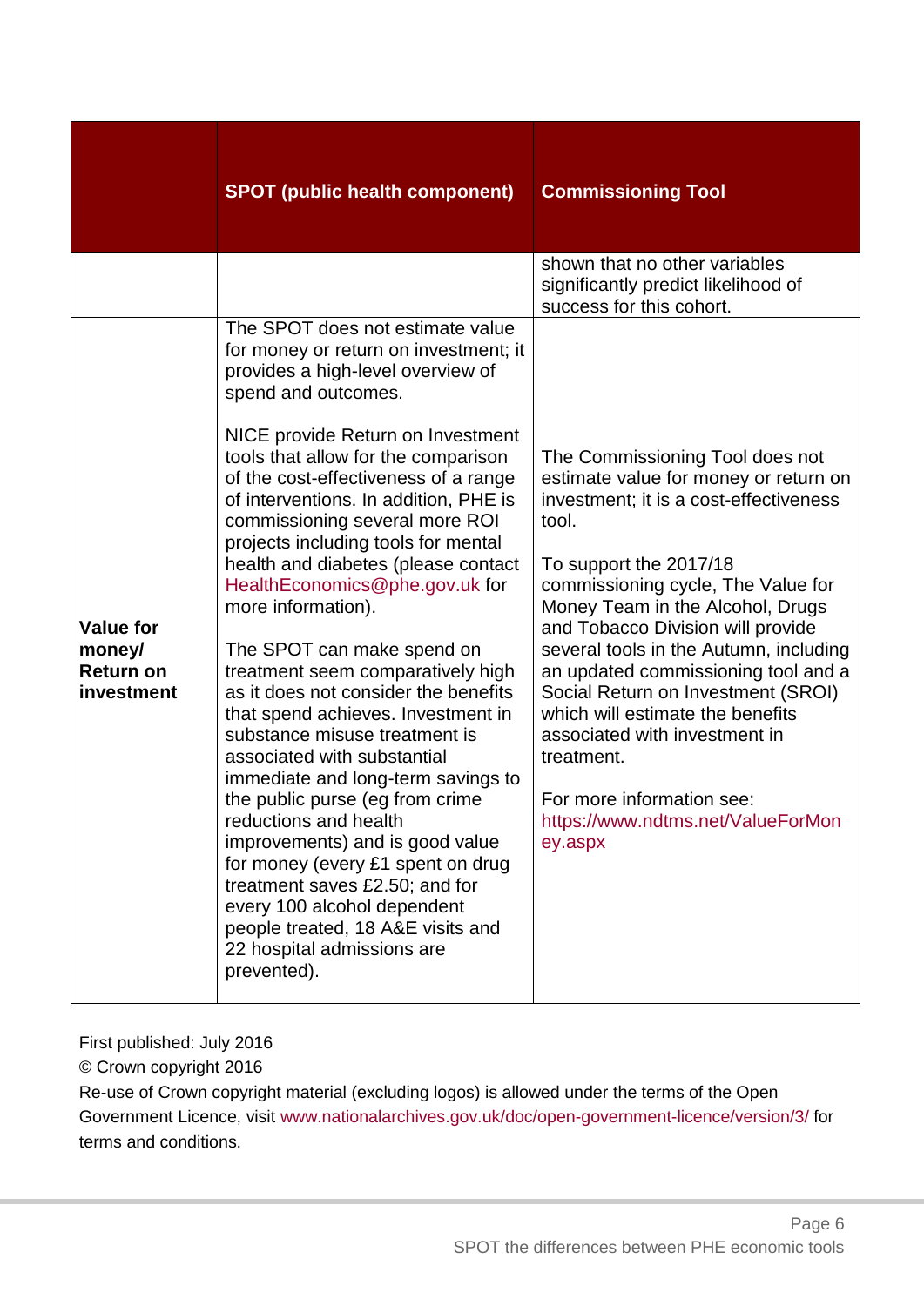| | SPOT (public health component) | Commissioning Tool |
|---|---|---|
| | | shown that no other variables significantly predict likelihood of success for this cohort. |
| **Value for money/ Return on investment** | The SPOT does not estimate value for money or return on investment; it provides a high-level overview of spend and outcomes.<br><br>NICE provide Return on Investment tools that allow for the comparison of the cost-effectiveness of a range of interventions. In addition, PHE is commissioning several more ROI projects including tools for mental health and diabetes (please contact HealthEconomics@phe.gov.uk for more information).<br><br>The SPOT can make spend on treatment seem comparatively high as it does not consider the benefits that spend achieves. Investment in substance misuse treatment is associated with substantial immediate and long-term savings to the public purse (eg from crime reductions and health improvements) and is good value for money (every £1 spent on drug treatment saves £2.50; and for every 100 alcohol dependent people treated, 18 A&E visits and 22 hospital admissions are prevented). | The Commissioning Tool does not estimate value for money or return on investment; it is a cost-effectiveness tool.<br><br>To support the 2017/18 commissioning cycle, The Value for Money Team in the Alcohol, Drugs and Tobacco Division will provide several tools in the Autumn, including an updated commissioning tool and a Social Return on Investment (SROI) which will estimate the benefits associated with investment in treatment.<br><br>For more information see: https://www.ndtms.net/ValueForMoney.aspx |

First published: July 2016

© Crown copyright 2016

Re-use of Crown copyright material (excluding logos) is allowed under the terms of the Open Government Licence, visit www.nationalarchives.gov.uk/doc/open-government-licence/version/3/ for terms and conditions.